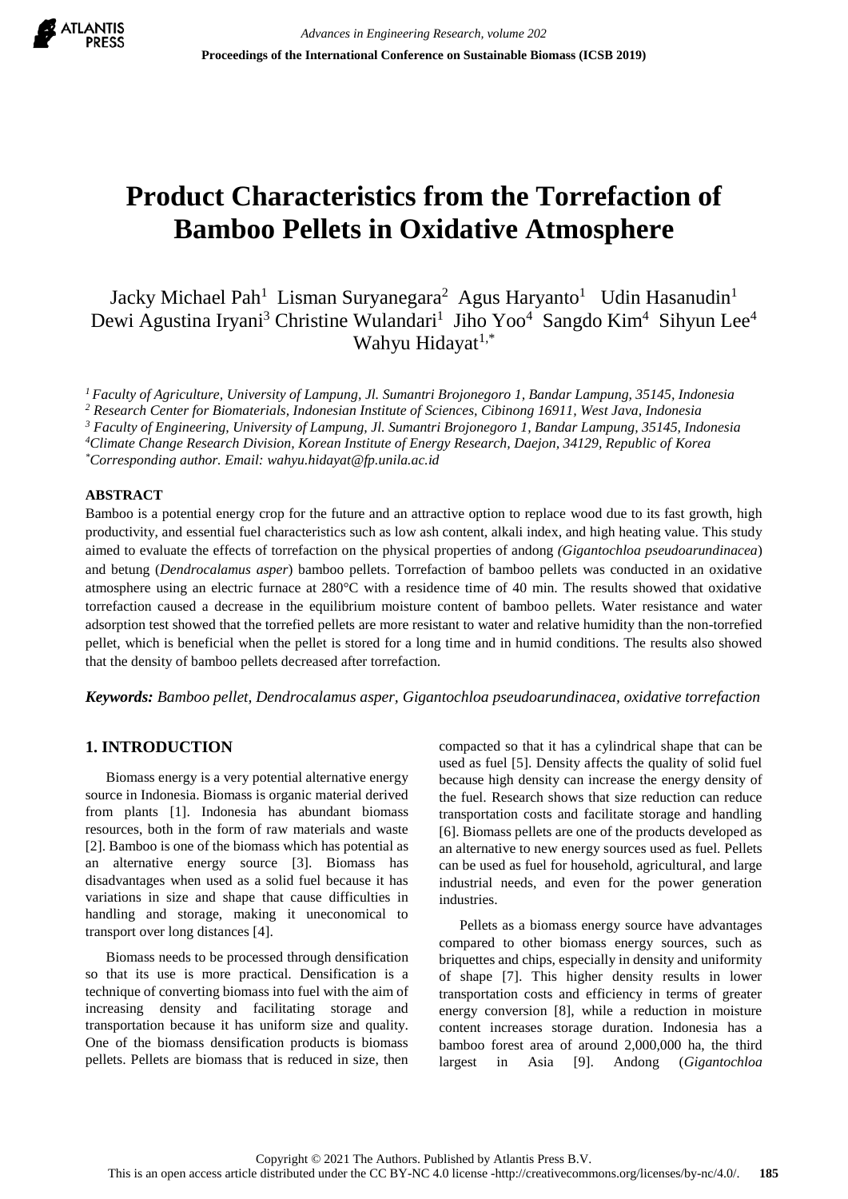# Product Characteristics from the Torrefaction of Bamboo Pellets in Oxidative Atmosphere

Jacky Michael Pah[1] Lisman Suryanegara[2] Agus Haryanto[1] Udin Hasanudin[1] Dewi Agustina Iryani[3] Christine Wulandari[1] Jiho Yoo[4] Sangdo Kim[4] Sihyun Lee[4] Wahyu Hidayat[1,*]

*[1] Faculty of Agriculture, University of Lampung, Jl. Sumantri Brojonegoro 1, Bandar Lampung, 35145, Indonesia*
*[2] Research Center for Biomaterials, Indonesian Institute of Sciences, Cibinong 16911, West Java, Indonesia*
*[3] Faculty of Engineering, University of Lampung, Jl. Sumantri Brojonegoro 1, Bandar Lampung, 35145, Indonesia*
*[4] Climate Change Research Division, Korean Institute of Energy Research, Daejon, 34129, Republic of Korea*
*[*] Corresponding author. Email: wahyu.hidayat@fp.unila.ac.id*

## ABSTRACT

Bamboo is a potential energy crop for the future and an attractive option to replace wood due to its fast growth, high productivity, and essential fuel characteristics such as low ash content, alkali index, and high heating value. This study aimed to evaluate the effects of torrefaction on the physical properties of andong *(Gigantochloa pseudoarundinacea*) and betung (*Dendrocalamus asper*) bamboo pellets. Torrefaction of bamboo pellets was conducted in an oxidative atmosphere using an electric furnace at 280°C with a residence time of 40 min. The results showed that oxidative torrefaction caused a decrease in the equilibrium moisture content of bamboo pellets. Water resistance and water adsorption test showed that the torrefied pellets are more resistant to water and relative humidity than the non-torrefied pellet, which is beneficial when the pellet is stored for a long time and in humid conditions. The results also showed that the density of bamboo pellets decreased after torrefaction.

***Keywords:*** *Bamboo pellet, Dendrocalamus asper, Gigantochloa pseudoarundinacea, oxidative torrefaction*

## 1. INTRODUCTION

Biomass energy is a very potential alternative energy source in Indonesia. Biomass is organic material derived from plants [1]. Indonesia has abundant biomass resources, both in the form of raw materials and waste [2]. Bamboo is one of the biomass which has potential as an alternative energy source [3]. Biomass has disadvantages when used as a solid fuel because it has variations in size and shape that cause difficulties in handling and storage, making it uneconomical to transport over long distances [4].

Biomass needs to be processed through densification so that its use is more practical. Densification is a technique of converting biomass into fuel with the aim of increasing density and facilitating storage and transportation because it has uniform size and quality. One of the biomass densification products is biomass pellets. Pellets are biomass that is reduced in size, then compacted so that it has a cylindrical shape that can be used as fuel [5]. Density affects the quality of solid fuel because high density can increase the energy density of the fuel. Research shows that size reduction can reduce transportation costs and facilitate storage and handling [6]. Biomass pellets are one of the products developed as an alternative to new energy sources used as fuel. Pellets can be used as fuel for household, agricultural, and large industrial needs, and even for the power generation industries.

Pellets as a biomass energy source have advantages compared to other biomass energy sources, such as briquettes and chips, especially in density and uniformity of shape [7]. This higher density results in lower transportation costs and efficiency in terms of greater energy conversion [8], while a reduction in moisture content increases storage duration. Indonesia has a bamboo forest area of around 2,000,000 ha, the third largest in Asia [9]. Andong (*Gigantochloa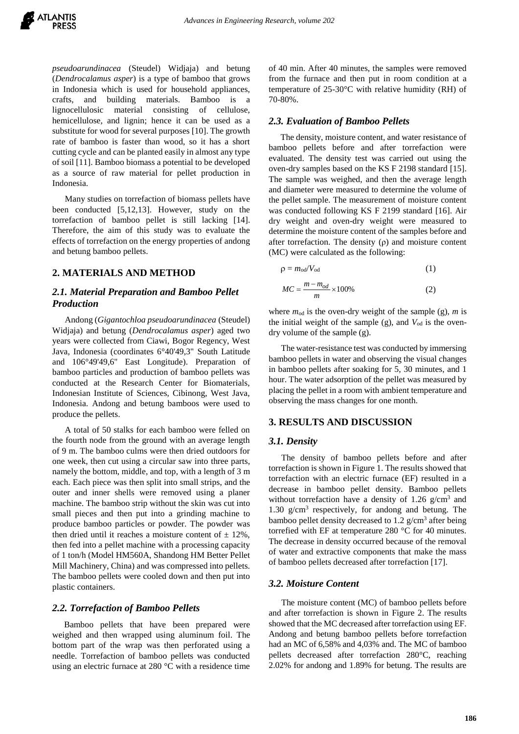*pseudoarundinacea* (Steudel) Widjaja) and betung (*Dendrocalamus asper*) is a type of bamboo that grows in Indonesia which is used for household appliances, crafts, and building materials. Bamboo is a lignocellulosic material consisting of cellulose, hemicellulose, and lignin; hence it can be used as a substitute for wood for several purposes [10]. The growth rate of bamboo is faster than wood, so it has a short cutting cycle and can be planted easily in almost any type of soil [11]. Bamboo biomass a potential to be developed as a source of raw material for pellet production in Indonesia.

Many studies on torrefaction of biomass pellets have been conducted [5,12,13]. However, study on the torrefaction of bamboo pellet is still lacking [14]. Therefore, the aim of this study was to evaluate the effects of torrefaction on the energy properties of andong and betung bamboo pellets.

## 2. MATERIALS AND METHOD

### 2.1. Material Preparation and Bamboo Pellet Production

Andong (*Gigantochloa pseudoarundinacea* (Steudel) Widjaja) and betung (*Dendrocalamus asper*) aged two years were collected from Ciawi, Bogor Regency, West Java, Indonesia (coordinates 6°40'49,3" South Latitude and 106°49'49,6" East Longitude). Preparation of bamboo particles and production of bamboo pellets was conducted at the Research Center for Biomaterials, Indonesian Institute of Sciences, Cibinong, West Java, Indonesia. Andong and betung bamboos were used to produce the pellets.

A total of 50 stalks for each bamboo were felled on the fourth node from the ground with an average length of 9 m. The bamboo culms were then dried outdoors for one week, then cut using a circular saw into three parts, namely the bottom, middle, and top, with a length of 3 m each. Each piece was then split into small strips, and the outer and inner shells were removed using a planer machine. The bamboo strip without the skin was cut into small pieces and then put into a grinding machine to produce bamboo particles or powder. The powder was then dried until it reaches a moisture content of ± 12%, then fed into a pellet machine with a processing capacity of 1 ton/h (Model HM560A, Shandong HM Better Pellet Mill Machinery, China) and was compressed into pellets. The bamboo pellets were cooled down and then put into plastic containers.

### 2.2. Torrefaction of Bamboo Pellets

Bamboo pellets that have been prepared were weighed and then wrapped using aluminum foil. The bottom part of the wrap was then perforated using a needle. Torrefaction of bamboo pellets was conducted using an electric furnace at 280 °C with a residence time of 40 min. After 40 minutes, the samples were removed from the furnace and then put in room condition at a temperature of 25-30°C with relative humidity (RH) of 70-80%.

### 2.3. Evaluation of Bamboo Pellets

The density, moisture content, and water resistance of bamboo pellets before and after torrefaction were evaluated. The density test was carried out using the oven-dry samples based on the KS F 2198 standard [15]. The sample was weighed, and then the average length and diameter were measured to determine the volume of the pellet sample. The measurement of moisture content was conducted following KS F 2199 standard [16]. Air dry weight and oven-dry weight were measured to determine the moisture content of the samples before and after torrefaction. The density (ρ) and moisture content (MC) were calculated as the following:

$$\rho = m_{od}/V_{od} \tag{1}$$

$$MC = \frac{m - m_{od}}{m} \times 100\% \tag{2}$$

where $m_{od}$ is the oven-dry weight of the sample (g), $m$ is the initial weight of the sample (g), and $V_{od}$ is the oven-dry volume of the sample (g).

The water-resistance test was conducted by immersing bamboo pellets in water and observing the visual changes in bamboo pellets after soaking for 5, 30 minutes, and 1 hour. The water adsorption of the pellet was measured by placing the pellet in a room with ambient temperature and observing the mass changes for one month.

## 3. RESULTS AND DISCUSSION

### 3.1. Density

The density of bamboo pellets before and after torrefaction is shown in Figure 1. The results showed that torrefaction with an electric furnace (EF) resulted in a decrease in bamboo pellet density. Bamboo pellets without torrefaction have a density of 1.26 g/cm$^3$ and 1.30 g/cm$^3$ respectively, for andong and betung. The bamboo pellet density decreased to 1.2 g/cm$^3$ after being torrefied with EF at temperature 280 °C for 40 minutes. The decrease in density occurred because of the removal of water and extractive components that make the mass of bamboo pellets decreased after torrefaction [17].

### 3.2. Moisture Content

The moisture content (MC) of bamboo pellets before and after torrefaction is shown in Figure 2. The results showed that the MC decreased after torrefaction using EF. Andong and betung bamboo pellets before torrefaction had an MC of 6,58% and 4,03% and. The MC of bamboo pellets decreased after torrefaction 280°C, reaching 2.02% for andong and 1.89% for betung. The results are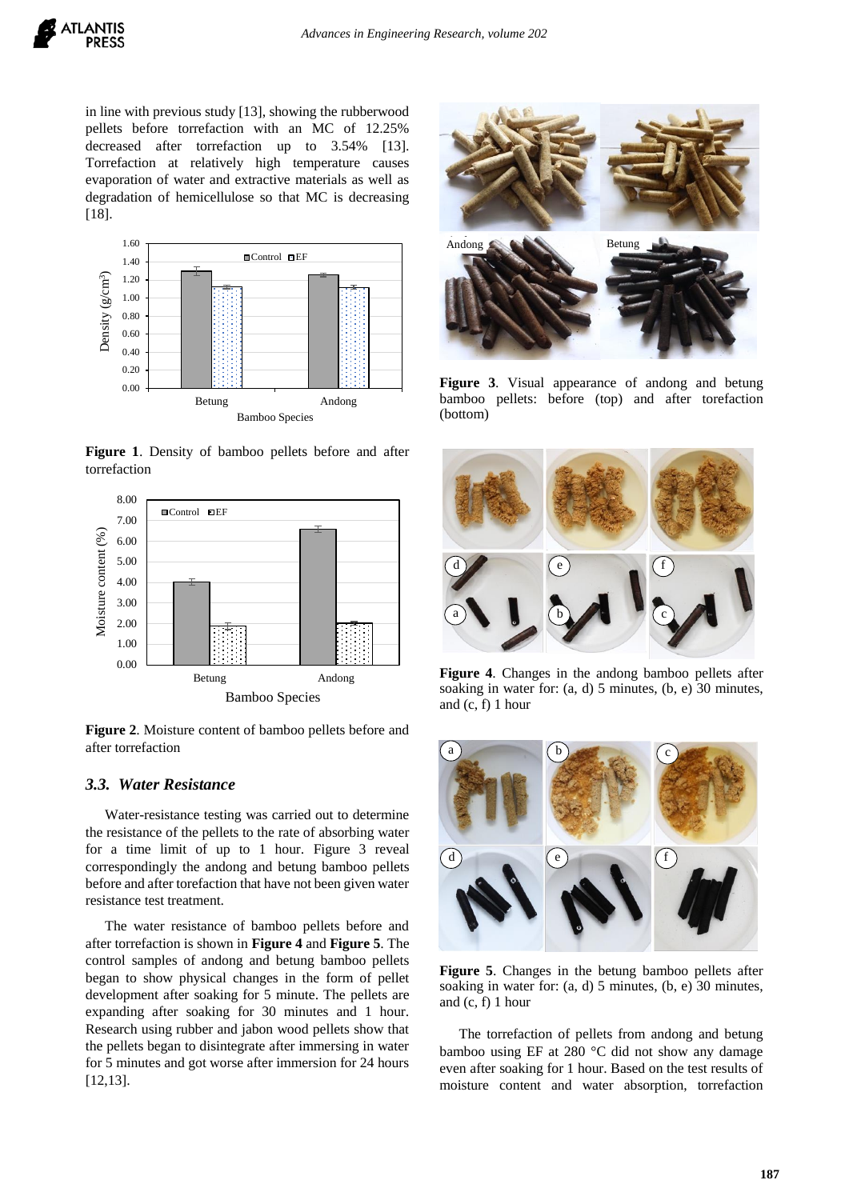in line with previous study [13], showing the rubberwood pellets before torrefaction with an MC of 12.25% decreased after torrefaction up to 3.54% [13]. Torrefaction at relatively high temperature causes evaporation of water and extractive materials as well as degradation of hemicellulose so that MC is decreasing [18].

**Figure 1**. Density of bamboo pellets before and after torrefaction

**Figure 2**. Moisture content of bamboo pellets before and after torrefaction

### *3.3. Water Resistance*

Water-resistance testing was carried out to determine the resistance of the pellets to the rate of absorbing water for a time limit of up to 1 hour. Figure 3 reveal correspondingly the andong and betung bamboo pellets before and after torefaction that have not been given water resistance test treatment.

The water resistance of bamboo pellets before and after torrefaction is shown in **Figure 4** and **Figure 5**. The control samples of andong and betung bamboo pellets began to show physical changes in the form of pellet development after soaking for 5 minute. The pellets are expanding after soaking for 30 minutes and 1 hour. Research using rubber and jabon wood pellets show that the pellets began to disintegrate after immersing in water for 5 minutes and got worse after immersion for 24 hours [12,13].

**Figure 3**. Visual appearance of andong and betung bamboo pellets: before (top) and after torefaction (bottom)

**Figure 4**. Changes in the andong bamboo pellets after soaking in water for: (a, d) 5 minutes, (b, e) 30 minutes, and (c, f) 1 hour

**Figure 5**. Changes in the betung bamboo pellets after soaking in water for: (a, d) 5 minutes, (b, e) 30 minutes, and (c, f) 1 hour

The torrefaction of pellets from andong and betung bamboo using EF at 280 °C did not show any damage even after soaking for 1 hour. Based on the test results of moisture content and water absorption, torrefaction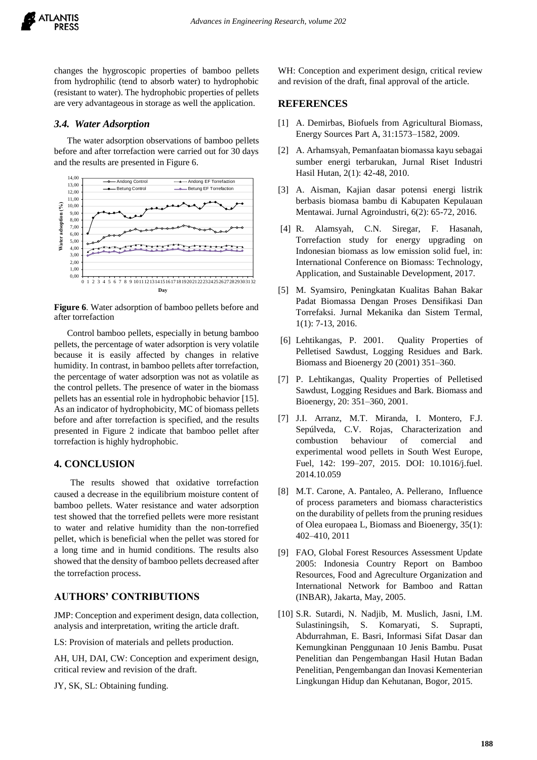changes the hygroscopic properties of bamboo pellets from hydrophilic (tend to absorb water) to hydrophobic (resistant to water). The hydrophobic properties of pellets are very advantageous in storage as well the application.

### *3.4. Water Adsorption*

The water adsorption observations of bamboo pellets before and after torrefaction were carried out for 30 days and the results are presented in Figure 6.

**Figure 6**. Water adsorption of bamboo pellets before and after torrefaction

Control bamboo pellets, especially in betung bamboo pellets, the percentage of water adsorption is very volatile because it is easily affected by changes in relative humidity. In contrast, in bamboo pellets after torrefaction, the percentage of water adsorption was not as volatile as the control pellets. The presence of water in the biomass pellets has an essential role in hydrophobic behavior [15]. As an indicator of hydrophobicity, MC of biomass pellets before and after torrefaction is specified, and the results presented in Figure 2 indicate that bamboo pellet after torrefaction is highly hydrophobic.

## 4. CONCLUSION

The results showed that oxidative torrefaction caused a decrease in the equilibrium moisture content of bamboo pellets. Water resistance and water adsorption test showed that the torrefied pellets were more resistant to water and relative humidity than the non-torrefied pellet, which is beneficial when the pellet was stored for a long time and in humid conditions. The results also showed that the density of bamboo pellets decreased after the torrefaction process.

## AUTHORS' CONTRIBUTIONS

JMP: Conception and experiment design, data collection, analysis and interpretation, writing the article draft.

LS: Provision of materials and pellets production.

AH, UH, DAI, CW: Conception and experiment design, critical review and revision of the draft.

JY, SK, SL: Obtaining funding.

WH: Conception and experiment design, critical review and revision of the draft, final approval of the article.

## REFERENCES

[1] A. Demirbas, Biofuels from Agricultural Biomass, Energy Sources Part A, 31:1573–1582, 2009.

[2] A. Arhamsyah, Pemanfaatan biomassa kayu sebagai sumber energi terbarukan, Jurnal Riset Industri Hasil Hutan, 2(1): 42-48, 2010.

[3] A. Aisman, Kajian dasar potensi energi listrik berbasis biomasa bambu di Kabupaten Kepulauan Mentawai. Jurnal Agroindustri, 6(2): 65-72, 2016.

[4] R. Alamsyah, C.N. Siregar, F. Hasanah, Torrefaction study for energy upgrading on Indonesian biomass as low emission solid fuel, in: International Conference on Biomass: Technology, Application, and Sustainable Development, 2017.

[5] M. Syamsiro, Peningkatan Kualitas Bahan Bakar Padat Biomassa Dengan Proses Densifikasi Dan Torrefaksi. Jurnal Mekanika dan Sistem Termal, 1(1): 7-13, 2016.

[6] Lehtikangas, P. 2001. Quality Properties of Pelletised Sawdust, Logging Residues and Bark. Biomass and Bioenergy 20 (2001) 351–360.

[7] P. Lehtikangas, Quality Properties of Pelletised Sawdust, Logging Residues and Bark. Biomass and Bioenergy, 20: 351–360, 2001.

[7] J.I. Arranz, M.T. Miranda, I. Montero, F.J. Sepúlveda, C.V. Rojas, Characterization and combustion behaviour of comercial and experimental wood pellets in South West Europe, Fuel, 142: 199–207, 2015. DOI: 10.1016/j.fuel. 2014.10.059

[8] M.T. Carone, A. Pantaleo, A. Pellerano, Influence of process parameters and biomass characteristics on the durability of pellets from the pruning residues of Olea europaea L, Biomass and Bioenergy, 35(1): 402–410, 2011

[9] FAO, Global Forest Resources Assessment Update 2005: Indonesia Country Report on Bamboo Resources, Food and Agreculture Organization and International Network for Bamboo and Rattan (INBAR), Jakarta, May, 2005.

[10] S.R. Sutardi, N. Nadjib, M. Muslich, Jasni, I.M. Sulastiningsih, S. Komaryati, S. Suprapti, Abdurrahman, E. Basri, Informasi Sifat Dasar dan Kemungkinan Penggunaan 10 Jenis Bambu. Pusat Penelitian dan Pengembangan Hasil Hutan Badan Penelitian, Pengembangan dan Inovasi Kementerian Lingkungan Hidup dan Kehutanan, Bogor, 2015.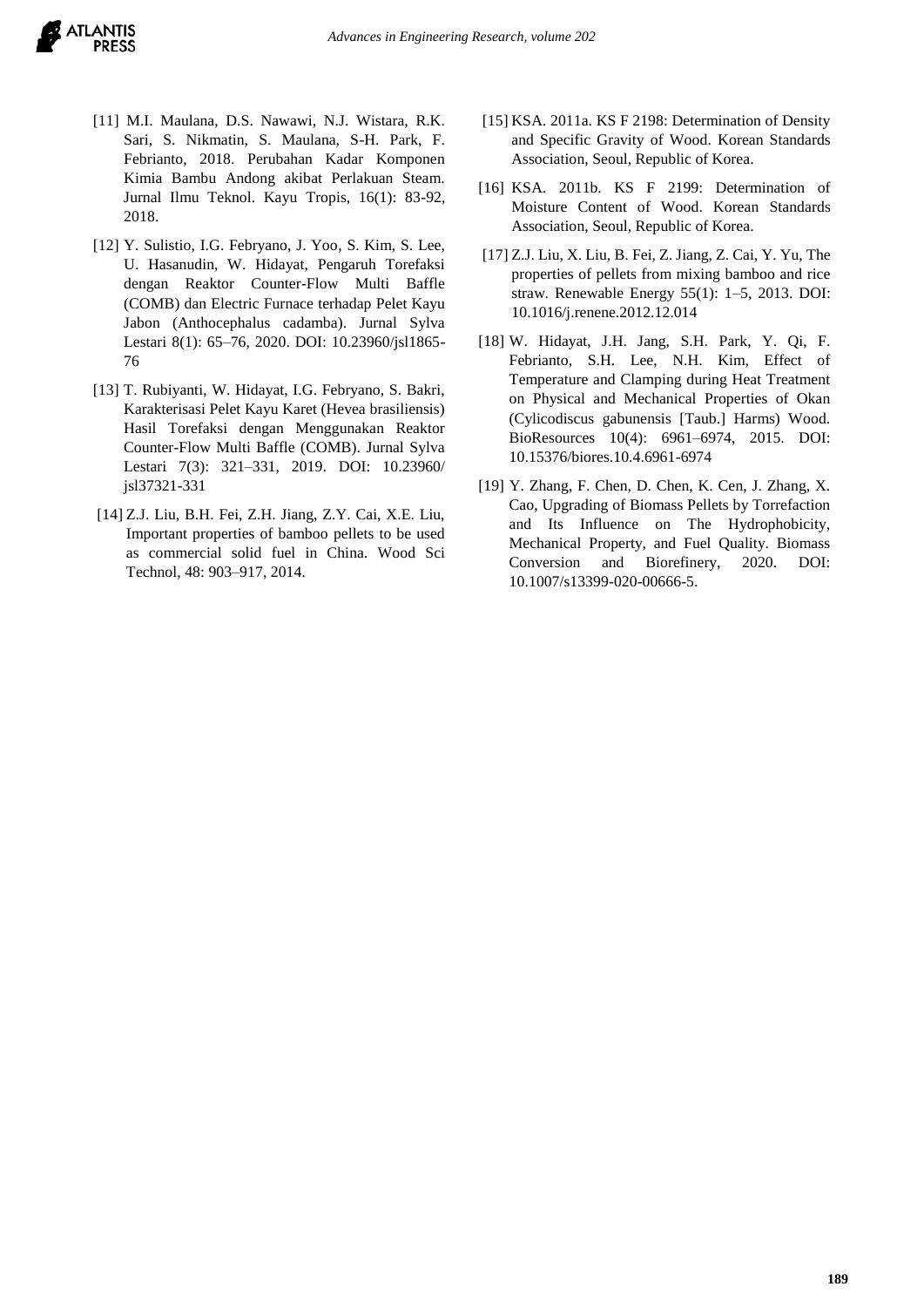[11] M.I. Maulana, D.S. Nawawi, N.J. Wistara, R.K. Sari, S. Nikmatin, S. Maulana, S-H. Park, F. Febrianto, 2018. Perubahan Kadar Komponen Kimia Bambu Andong akibat Perlakuan Steam. Jurnal Ilmu Teknol. Kayu Tropis, 16(1): 83-92, 2018.

[12] Y. Sulistio, I.G. Febryano, J. Yoo, S. Kim, S. Lee, U. Hasanudin, W. Hidayat, Pengaruh Torefaksi dengan Reaktor Counter-Flow Multi Baffle (COMB) dan Electric Furnace terhadap Pelet Kayu Jabon (Anthocephalus cadamba). Jurnal Sylva Lestari 8(1): 65–76, 2020. DOI: 10.23960/jsl1865-76

[13] T. Rubiyanti, W. Hidayat, I.G. Febryano, S. Bakri, Karakterisasi Pelet Kayu Karet (Hevea brasiliensis) Hasil Torefaksi dengan Menggunakan Reaktor Counter-Flow Multi Baffle (COMB). Jurnal Sylva Lestari 7(3): 321–331, 2019. DOI: 10.23960/jsl37321-331

[14] Z.J. Liu, B.H. Fei, Z.H. Jiang, Z.Y. Cai, X.E. Liu, Important properties of bamboo pellets to be used as commercial solid fuel in China. Wood Sci Technol, 48: 903–917, 2014.

[15] KSA. 2011a. KS F 2198: Determination of Density and Specific Gravity of Wood. Korean Standards Association, Seoul, Republic of Korea.

[16] KSA. 2011b. KS F 2199: Determination of Moisture Content of Wood. Korean Standards Association, Seoul, Republic of Korea.

[17] Z.J. Liu, X. Liu, B. Fei, Z. Jiang, Z. Cai, Y. Yu, The properties of pellets from mixing bamboo and rice straw. Renewable Energy 55(1): 1–5, 2013. DOI: 10.1016/j.renene.2012.12.014

[18] W. Hidayat, J.H. Jang, S.H. Park, Y. Qi, F. Febrianto, S.H. Lee, N.H. Kim, Effect of Temperature and Clamping during Heat Treatment on Physical and Mechanical Properties of Okan (Cylicodiscus gabunensis [Taub.] Harms) Wood. BioResources 10(4): 6961–6974, 2015. DOI: 10.15376/biores.10.4.6961-6974

[19] Y. Zhang, F. Chen, D. Chen, K. Cen, J. Zhang, X. Cao, Upgrading of Biomass Pellets by Torrefaction and Its Influence on The Hydrophobicity, Mechanical Property, and Fuel Quality. Biomass Conversion and Biorefinery, 2020. DOI: 10.1007/s13399-020-00666-5.